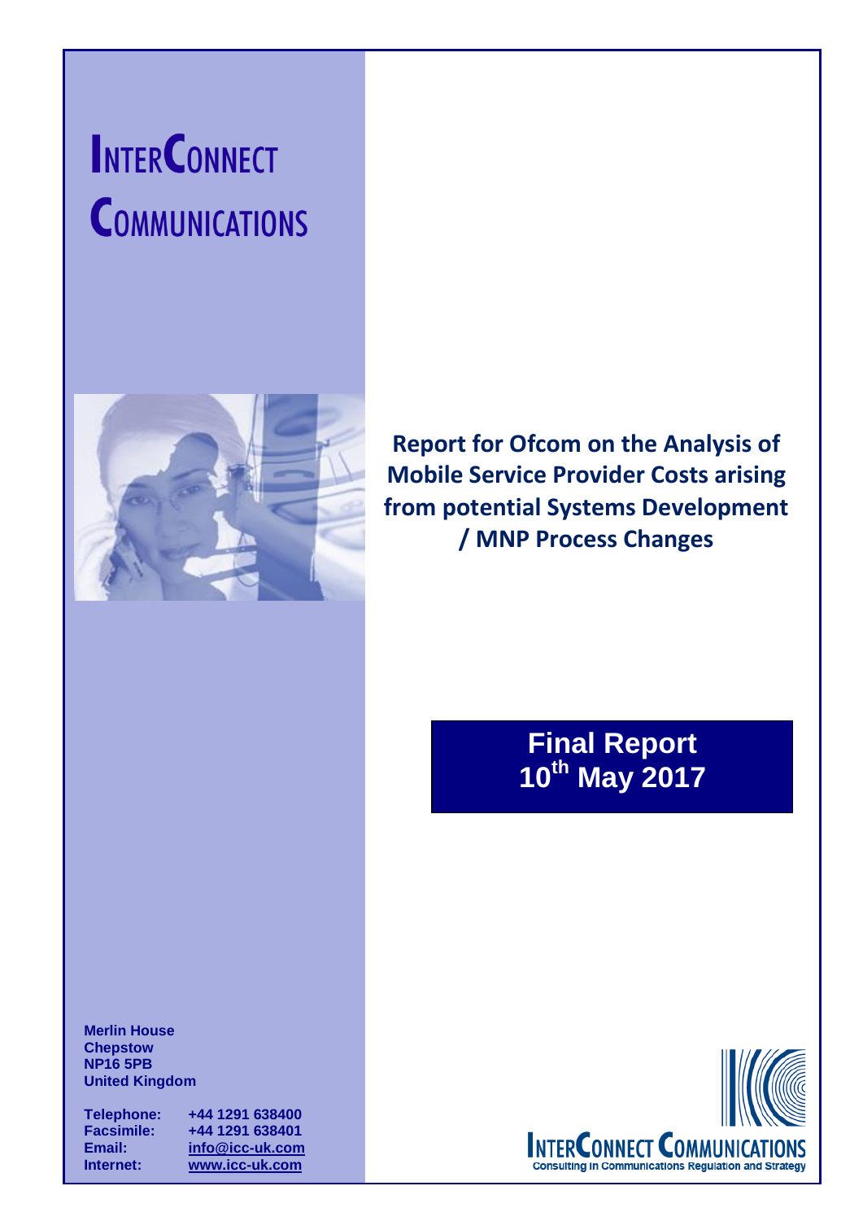# INTERCONNECT COMMUNICATIONS

## Report for Ofcom on the Analysis of Mobile Service Provider Costs arising from potential Systems Development / MNP Process Changes

**Final Report**
**10th May 2017**

**Merlin House**
**Chepstow**
**NP16 5PB**
**United Kingdom**

| | |
|---|---|
| **Telephone:** | **+44 1291 638400** |
| **Facsimile:** | **+44 1291 638401** |
| **Email:** | **info@icc-uk.com** |
| **Internet:** | **www.icc-uk.com** |

INTERCONNECT COMMUNICATIONS
Consulting in Communications Regulation and Strategy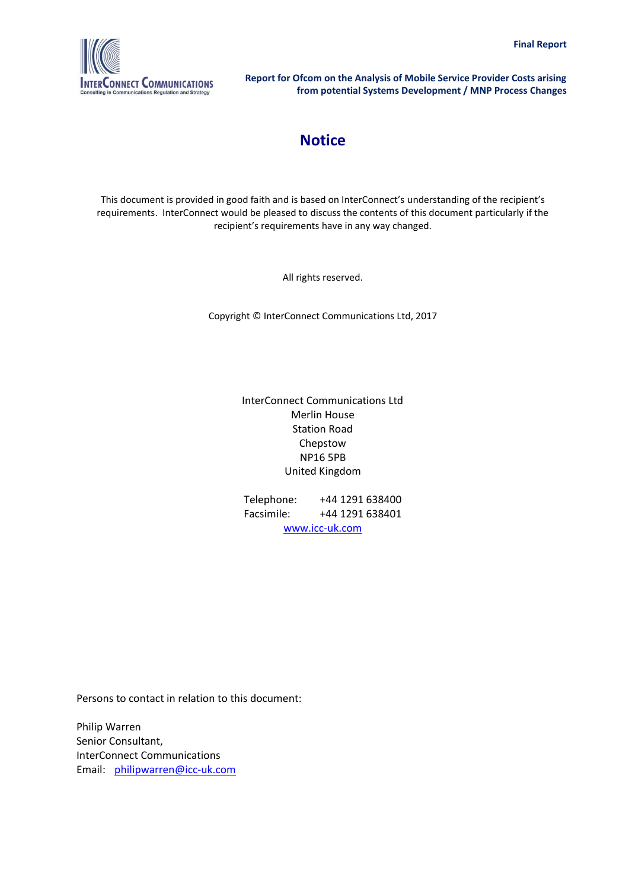# Notice

This document is provided in good faith and is based on InterConnect's understanding of the recipient's requirements. InterConnect would be pleased to discuss the contents of this document particularly if the recipient's requirements have in any way changed.

All rights reserved.

Copyright © InterConnect Communications Ltd, 2017

InterConnect Communications Ltd
Merlin House
Station Road
Chepstow
NP16 5PB
United Kingdom

Telephone: +44 1291 638400
Facsimile: +44 1291 638401
www.icc-uk.com

Persons to contact in relation to this document:

Philip Warren
Senior Consultant,
InterConnect Communications
Email: philipwarren@icc-uk.com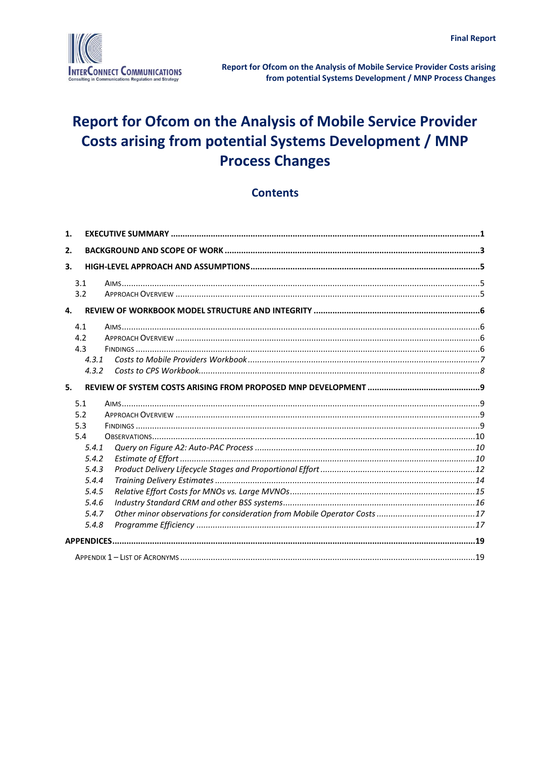# Report for Ofcom on the Analysis of Mobile Service Provider Costs arising from potential Systems Development / MNP Process Changes

## Contents

1. **EXECUTIVE SUMMARY** ..... 1
2. **BACKGROUND AND SCOPE OF WORK** ..... 3
3. **HIGH-LEVEL APPROACH AND ASSUMPTIONS** ..... 5
   - 3.1 AIMS ..... 5
   - 3.2 APPROACH OVERVIEW ..... 5
4. **REVIEW OF WORKBOOK MODEL STRUCTURE AND INTEGRITY** ..... 6
   - 4.1 AIMS ..... 6
   - 4.2 APPROACH OVERVIEW ..... 6
   - 4.3 FINDINGS ..... 6
     - *4.3.1 Costs to Mobile Providers Workbook* ..... 7
     - *4.3.2 Costs to CPS Workbook* ..... 8
5. **REVIEW OF SYSTEM COSTS ARISING FROM PROPOSED MNP DEVELOPMENT** ..... 9
   - 5.1 AIMS ..... 9
   - 5.2 APPROACH OVERVIEW ..... 9
   - 5.3 FINDINGS ..... 9
   - 5.4 OBSERVATIONS ..... 10
     - *5.4.1 Query on Figure A2: Auto-PAC Process* ..... 10
     - *5.4.2 Estimate of Effort* ..... 10
     - *5.4.3 Product Delivery Lifecycle Stages and Proportional Effort* ..... 12
     - *5.4.4 Training Delivery Estimates* ..... 14
     - *5.4.5 Relative Effort Costs for MNOs vs. Large MVNOs* ..... 15
     - *5.4.6 Industry Standard CRM and other BSS systems* ..... 16
     - *5.4.7 Other minor observations for consideration from Mobile Operator Costs* ..... 17
     - *5.4.8 Programme Efficiency* ..... 17

**APPENDICES** ..... 19

- APPENDIX 1 – LIST OF ACRONYMS ..... 19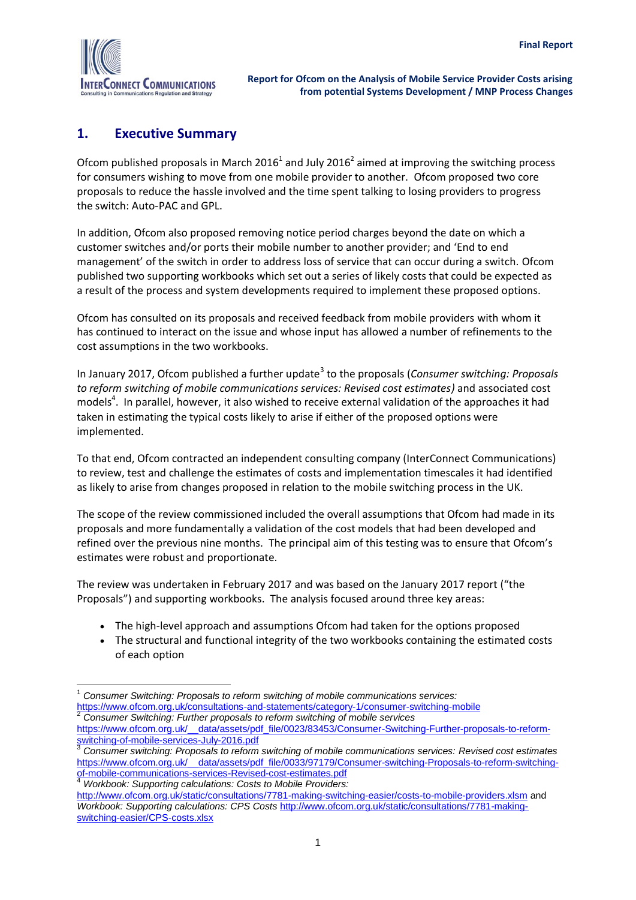## 1. Executive Summary

Ofcom published proposals in March 2016[1] and July 2016[2] aimed at improving the switching process for consumers wishing to move from one mobile provider to another. Ofcom proposed two core proposals to reduce the hassle involved and the time spent talking to losing providers to progress the switch: Auto-PAC and GPL.

In addition, Ofcom also proposed removing notice period charges beyond the date on which a customer switches and/or ports their mobile number to another provider; and 'End to end management' of the switch in order to address loss of service that can occur during a switch. Ofcom published two supporting workbooks which set out a series of likely costs that could be expected as a result of the process and system developments required to implement these proposed options.

Ofcom has consulted on its proposals and received feedback from mobile providers with whom it has continued to interact on the issue and whose input has allowed a number of refinements to the cost assumptions in the two workbooks.

In January 2017, Ofcom published a further update[3] to the proposals (*Consumer switching: Proposals to reform switching of mobile communications services: Revised cost estimates)* and associated cost models[4]. In parallel, however, it also wished to receive external validation of the approaches it had taken in estimating the typical costs likely to arise if either of the proposed options were implemented.

To that end, Ofcom contracted an independent consulting company (InterConnect Communications) to review, test and challenge the estimates of costs and implementation timescales it had identified as likely to arise from changes proposed in relation to the mobile switching process in the UK.

The scope of the review commissioned included the overall assumptions that Ofcom had made in its proposals and more fundamentally a validation of the cost models that had been developed and refined over the previous nine months. The principal aim of this testing was to ensure that Ofcom's estimates were robust and proportionate.

The review was undertaken in February 2017 and was based on the January 2017 report ("the Proposals") and supporting workbooks. The analysis focused around three key areas:

- The high-level approach and assumptions Ofcom had taken for the options proposed
- The structural and functional integrity of the two workbooks containing the estimated costs of each option

---

[1] *Consumer Switching: Proposals to reform switching of mobile communications services:* https://www.ofcom.org.uk/consultations-and-statements/category-1/consumer-switching-mobile

[2] *Consumer Switching: Further proposals to reform switching of mobile services* https://www.ofcom.org.uk/__data/assets/pdf_file/0023/83453/Consumer-Switching-Further-proposals-to-reform-switching-of-mobile-services-July-2016.pdf

[3] *Consumer switching: Proposals to reform switching of mobile communications services: Revised cost estimates* https://www.ofcom.org.uk/__data/assets/pdf_file/0033/97179/Consumer-switching-Proposals-to-reform-switching-of-mobile-communications-services-Revised-cost-estimates.pdf

[4] *Workbook: Supporting calculations: Costs to Mobile Providers:* http://www.ofcom.org.uk/static/consultations/7781-making-switching-easier/costs-to-mobile-providers.xlsm and *Workbook: Supporting calculations: CPS Costs* http://www.ofcom.org.uk/static/consultations/7781-making-switching-easier/CPS-costs.xlsx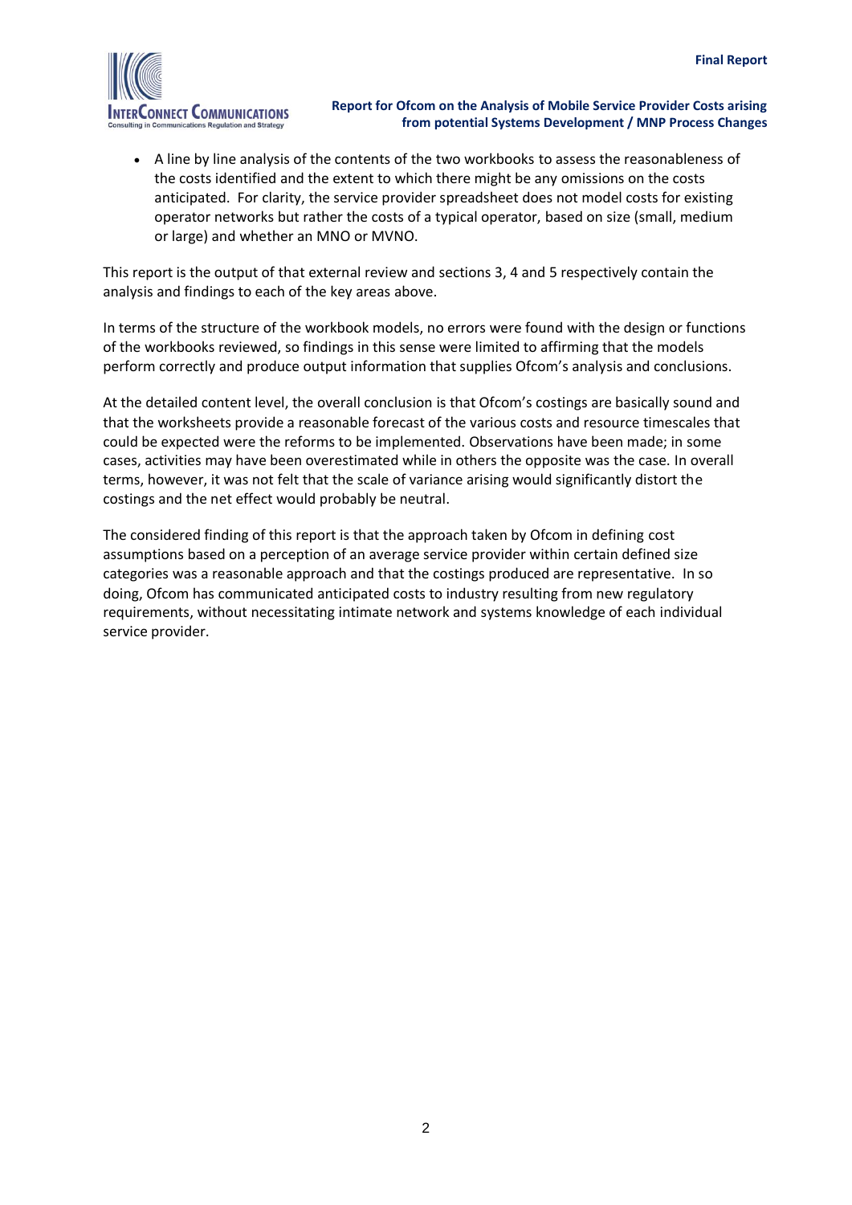- A line by line analysis of the contents of the two workbooks to assess the reasonableness of the costs identified and the extent to which there might be any omissions on the costs anticipated. For clarity, the service provider spreadsheet does not model costs for existing operator networks but rather the costs of a typical operator, based on size (small, medium or large) and whether an MNO or MVNO.

This report is the output of that external review and sections 3, 4 and 5 respectively contain the analysis and findings to each of the key areas above.

In terms of the structure of the workbook models, no errors were found with the design or functions of the workbooks reviewed, so findings in this sense were limited to affirming that the models perform correctly and produce output information that supplies Ofcom's analysis and conclusions.

At the detailed content level, the overall conclusion is that Ofcom's costings are basically sound and that the worksheets provide a reasonable forecast of the various costs and resource timescales that could be expected were the reforms to be implemented. Observations have been made; in some cases, activities may have been overestimated while in others the opposite was the case. In overall terms, however, it was not felt that the scale of variance arising would significantly distort the costings and the net effect would probably be neutral.

The considered finding of this report is that the approach taken by Ofcom in defining cost assumptions based on a perception of an average service provider within certain defined size categories was a reasonable approach and that the costings produced are representative. In so doing, Ofcom has communicated anticipated costs to industry resulting from new regulatory requirements, without necessitating intimate network and systems knowledge of each individual service provider.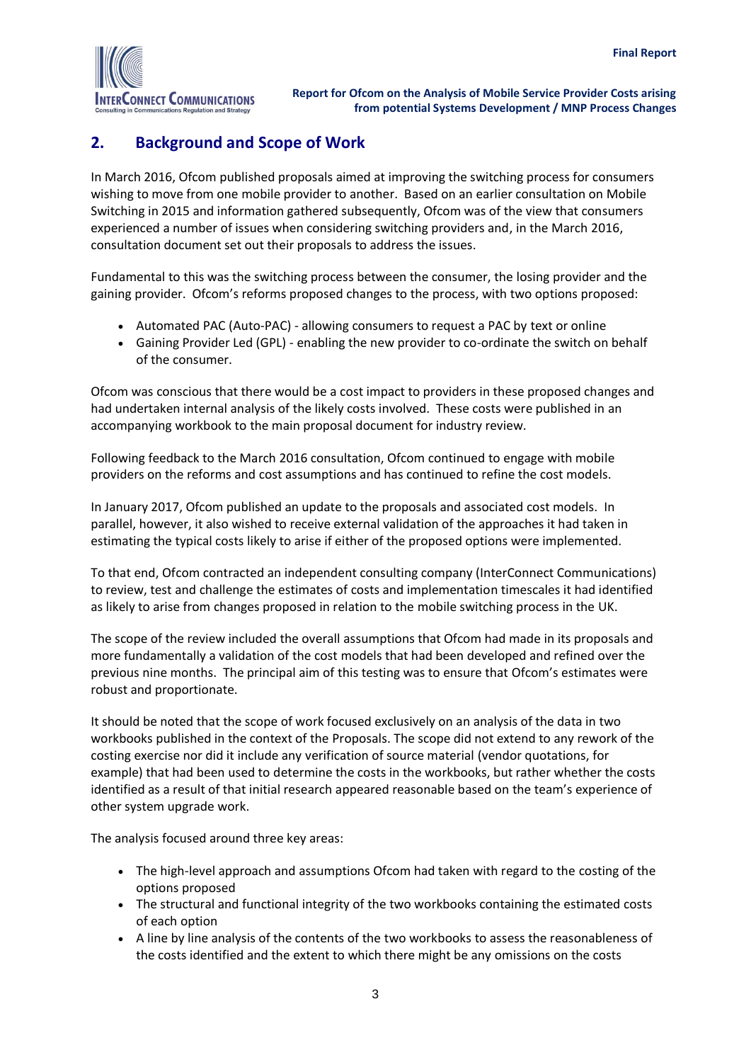## 2. Background and Scope of Work

In March 2016, Ofcom published proposals aimed at improving the switching process for consumers wishing to move from one mobile provider to another. Based on an earlier consultation on Mobile Switching in 2015 and information gathered subsequently, Ofcom was of the view that consumers experienced a number of issues when considering switching providers and, in the March 2016, consultation document set out their proposals to address the issues.

Fundamental to this was the switching process between the consumer, the losing provider and the gaining provider. Ofcom's reforms proposed changes to the process, with two options proposed:

- Automated PAC (Auto-PAC) - allowing consumers to request a PAC by text or online
- Gaining Provider Led (GPL) - enabling the new provider to co-ordinate the switch on behalf of the consumer.

Ofcom was conscious that there would be a cost impact to providers in these proposed changes and had undertaken internal analysis of the likely costs involved. These costs were published in an accompanying workbook to the main proposal document for industry review.

Following feedback to the March 2016 consultation, Ofcom continued to engage with mobile providers on the reforms and cost assumptions and has continued to refine the cost models.

In January 2017, Ofcom published an update to the proposals and associated cost models. In parallel, however, it also wished to receive external validation of the approaches it had taken in estimating the typical costs likely to arise if either of the proposed options were implemented.

To that end, Ofcom contracted an independent consulting company (InterConnect Communications) to review, test and challenge the estimates of costs and implementation timescales it had identified as likely to arise from changes proposed in relation to the mobile switching process in the UK.

The scope of the review included the overall assumptions that Ofcom had made in its proposals and more fundamentally a validation of the cost models that had been developed and refined over the previous nine months. The principal aim of this testing was to ensure that Ofcom's estimates were robust and proportionate.

It should be noted that the scope of work focused exclusively on an analysis of the data in two workbooks published in the context of the Proposals. The scope did not extend to any rework of the costing exercise nor did it include any verification of source material (vendor quotations, for example) that had been used to determine the costs in the workbooks, but rather whether the costs identified as a result of that initial research appeared reasonable based on the team's experience of other system upgrade work.

The analysis focused around three key areas:

- The high-level approach and assumptions Ofcom had taken with regard to the costing of the options proposed
- The structural and functional integrity of the two workbooks containing the estimated costs of each option
- A line by line analysis of the contents of the two workbooks to assess the reasonableness of the costs identified and the extent to which there might be any omissions on the costs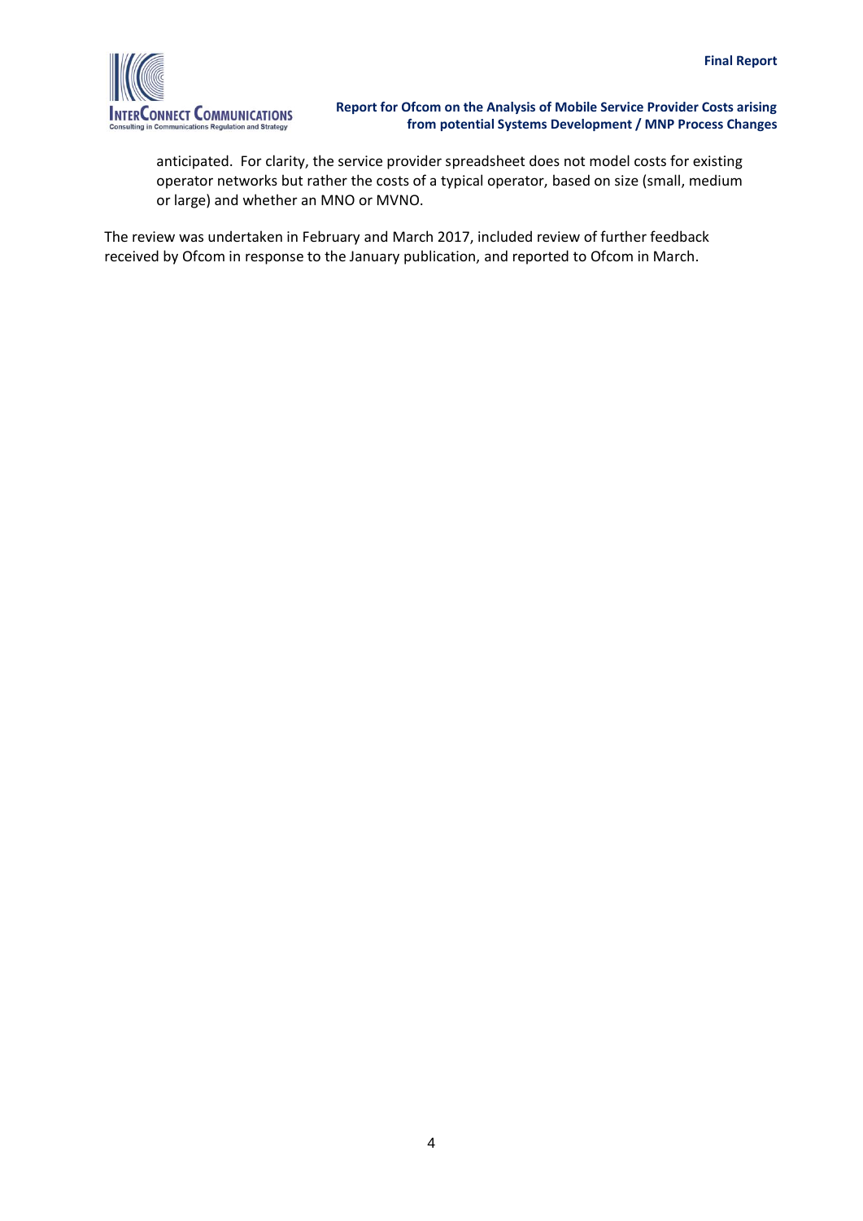anticipated. For clarity, the service provider spreadsheet does not model costs for existing operator networks but rather the costs of a typical operator, based on size (small, medium or large) and whether an MNO or MVNO.

The review was undertaken in February and March 2017, included review of further feedback received by Ofcom in response to the January publication, and reported to Ofcom in March.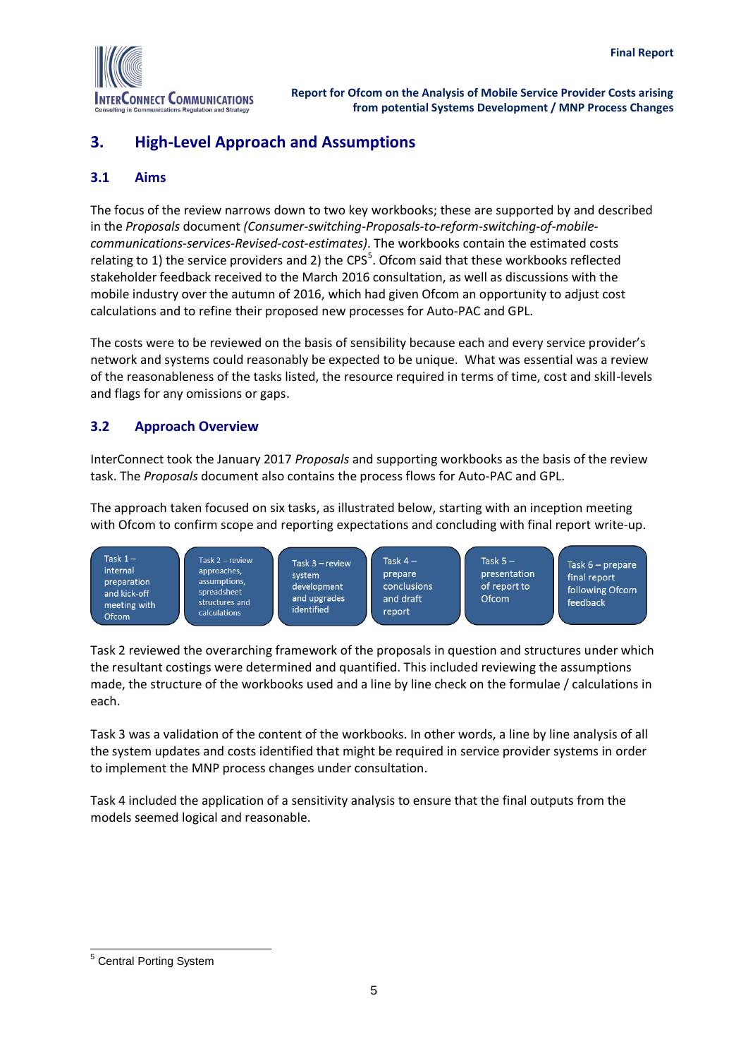## 3. High-Level Approach and Assumptions

### 3.1 Aims

The focus of the review narrows down to two key workbooks; these are supported by and described in the *Proposals* document *(Consumer-switching-Proposals-to-reform-switching-of-mobile-communications-services-Revised-cost-estimates)*. The workbooks contain the estimated costs relating to 1) the service providers and 2) the CPS[5]. Ofcom said that these workbooks reflected stakeholder feedback received to the March 2016 consultation, as well as discussions with the mobile industry over the autumn of 2016, which had given Ofcom an opportunity to adjust cost calculations and to refine their proposed new processes for Auto-PAC and GPL.

The costs were to be reviewed on the basis of sensibility because each and every service provider's network and systems could reasonably be expected to be unique. What was essential was a review of the reasonableness of the tasks listed, the resource required in terms of time, cost and skill-levels and flags for any omissions or gaps.

### 3.2 Approach Overview

InterConnect took the January 2017 *Proposals* and supporting workbooks as the basis of the review task. The *Proposals* document also contains the process flows for Auto-PAC and GPL.

The approach taken focused on six tasks, as illustrated below, starting with an inception meeting with Ofcom to confirm scope and reporting expectations and concluding with final report write-up.

| Task 1 – internal preparation and kick-off meeting with Ofcom | Task 2 – review approaches, assumptions, spreadsheet structures and calculations | Task 3 – review system development and upgrades identified | Task 4 – prepare conclusions and draft report | Task 5 – presentation of report to Ofcom | Task 6 – prepare final report following Ofcom feedback |
|---|---|---|---|---|---|

Task 2 reviewed the overarching framework of the proposals in question and structures under which the resultant costings were determined and quantified. This included reviewing the assumptions made, the structure of the workbooks used and a line by line check on the formulae / calculations in each.

Task 3 was a validation of the content of the workbooks. In other words, a line by line analysis of all the system updates and costs identified that might be required in service provider systems in order to implement the MNP process changes under consultation.

Task 4 included the application of a sensitivity analysis to ensure that the final outputs from the models seemed logical and reasonable.

[5] Central Porting System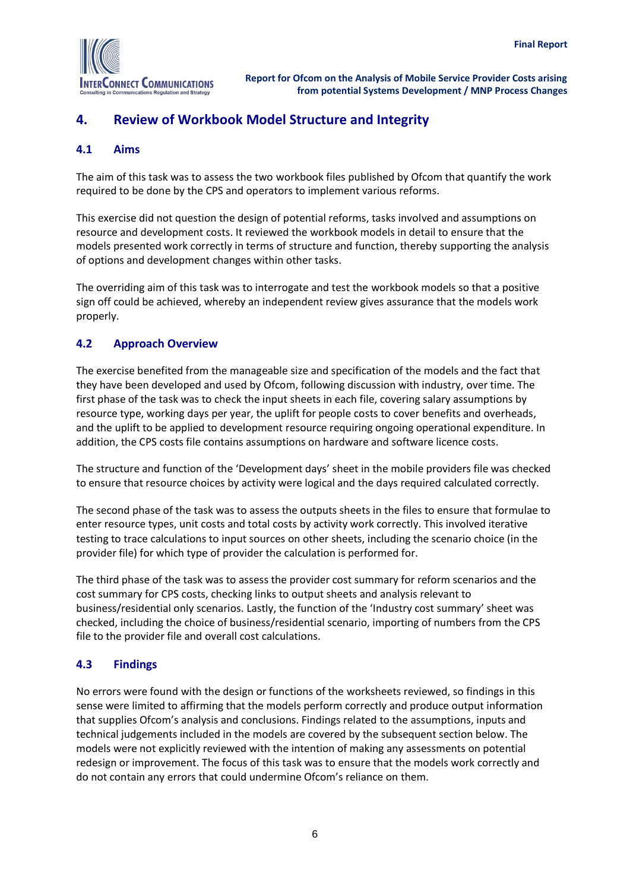## 4. Review of Workbook Model Structure and Integrity

### 4.1 Aims

The aim of this task was to assess the two workbook files published by Ofcom that quantify the work required to be done by the CPS and operators to implement various reforms.

This exercise did not question the design of potential reforms, tasks involved and assumptions on resource and development costs. It reviewed the workbook models in detail to ensure that the models presented work correctly in terms of structure and function, thereby supporting the analysis of options and development changes within other tasks.

The overriding aim of this task was to interrogate and test the workbook models so that a positive sign off could be achieved, whereby an independent review gives assurance that the models work properly.

### 4.2 Approach Overview

The exercise benefited from the manageable size and specification of the models and the fact that they have been developed and used by Ofcom, following discussion with industry, over time. The first phase of the task was to check the input sheets in each file, covering salary assumptions by resource type, working days per year, the uplift for people costs to cover benefits and overheads, and the uplift to be applied to development resource requiring ongoing operational expenditure. In addition, the CPS costs file contains assumptions on hardware and software licence costs.

The structure and function of the 'Development days' sheet in the mobile providers file was checked to ensure that resource choices by activity were logical and the days required calculated correctly.

The second phase of the task was to assess the outputs sheets in the files to ensure that formulae to enter resource types, unit costs and total costs by activity work correctly. This involved iterative testing to trace calculations to input sources on other sheets, including the scenario choice (in the provider file) for which type of provider the calculation is performed for.

The third phase of the task was to assess the provider cost summary for reform scenarios and the cost summary for CPS costs, checking links to output sheets and analysis relevant to business/residential only scenarios. Lastly, the function of the 'Industry cost summary' sheet was checked, including the choice of business/residential scenario, importing of numbers from the CPS file to the provider file and overall cost calculations.

### 4.3 Findings

No errors were found with the design or functions of the worksheets reviewed, so findings in this sense were limited to affirming that the models perform correctly and produce output information that supplies Ofcom's analysis and conclusions. Findings related to the assumptions, inputs and technical judgements included in the models are covered by the subsequent section below. The models were not explicitly reviewed with the intention of making any assessments on potential redesign or improvement. The focus of this task was to ensure that the models work correctly and do not contain any errors that could undermine Ofcom's reliance on them.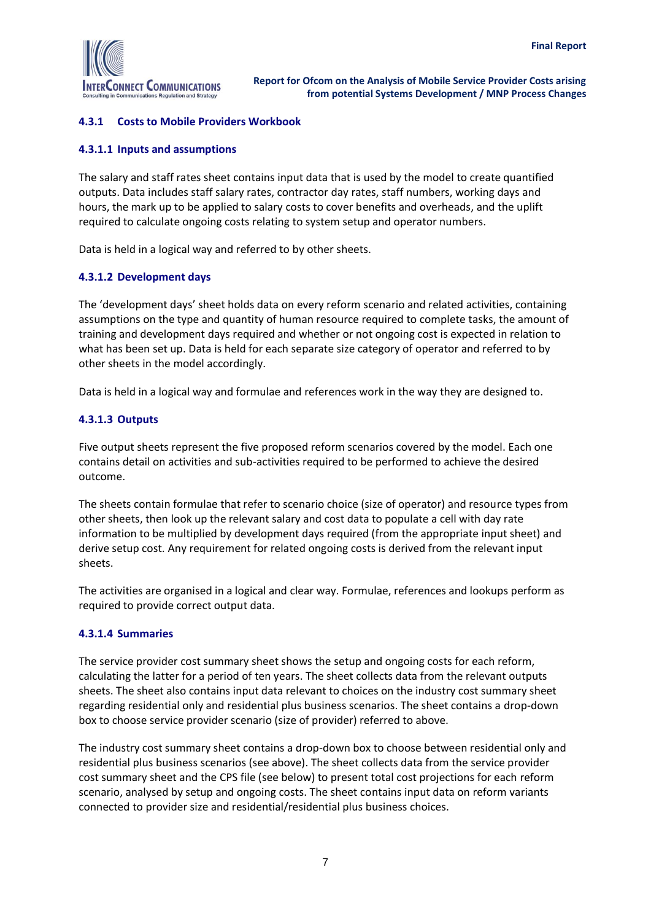### 4.3.1 Costs to Mobile Providers Workbook

#### 4.3.1.1 Inputs and assumptions

The salary and staff rates sheet contains input data that is used by the model to create quantified outputs. Data includes staff salary rates, contractor day rates, staff numbers, working days and hours, the mark up to be applied to salary costs to cover benefits and overheads, and the uplift required to calculate ongoing costs relating to system setup and operator numbers.

Data is held in a logical way and referred to by other sheets.

#### 4.3.1.2 Development days

The 'development days' sheet holds data on every reform scenario and related activities, containing assumptions on the type and quantity of human resource required to complete tasks, the amount of training and development days required and whether or not ongoing cost is expected in relation to what has been set up. Data is held for each separate size category of operator and referred to by other sheets in the model accordingly.

Data is held in a logical way and formulae and references work in the way they are designed to.

#### 4.3.1.3 Outputs

Five output sheets represent the five proposed reform scenarios covered by the model. Each one contains detail on activities and sub-activities required to be performed to achieve the desired outcome.

The sheets contain formulae that refer to scenario choice (size of operator) and resource types from other sheets, then look up the relevant salary and cost data to populate a cell with day rate information to be multiplied by development days required (from the appropriate input sheet) and derive setup cost. Any requirement for related ongoing costs is derived from the relevant input sheets.

The activities are organised in a logical and clear way. Formulae, references and lookups perform as required to provide correct output data.

#### 4.3.1.4 Summaries

The service provider cost summary sheet shows the setup and ongoing costs for each reform, calculating the latter for a period of ten years. The sheet collects data from the relevant outputs sheets. The sheet also contains input data relevant to choices on the industry cost summary sheet regarding residential only and residential plus business scenarios. The sheet contains a drop-down box to choose service provider scenario (size of provider) referred to above.

The industry cost summary sheet contains a drop-down box to choose between residential only and residential plus business scenarios (see above). The sheet collects data from the service provider cost summary sheet and the CPS file (see below) to present total cost projections for each reform scenario, analysed by setup and ongoing costs. The sheet contains input data on reform variants connected to provider size and residential/residential plus business choices.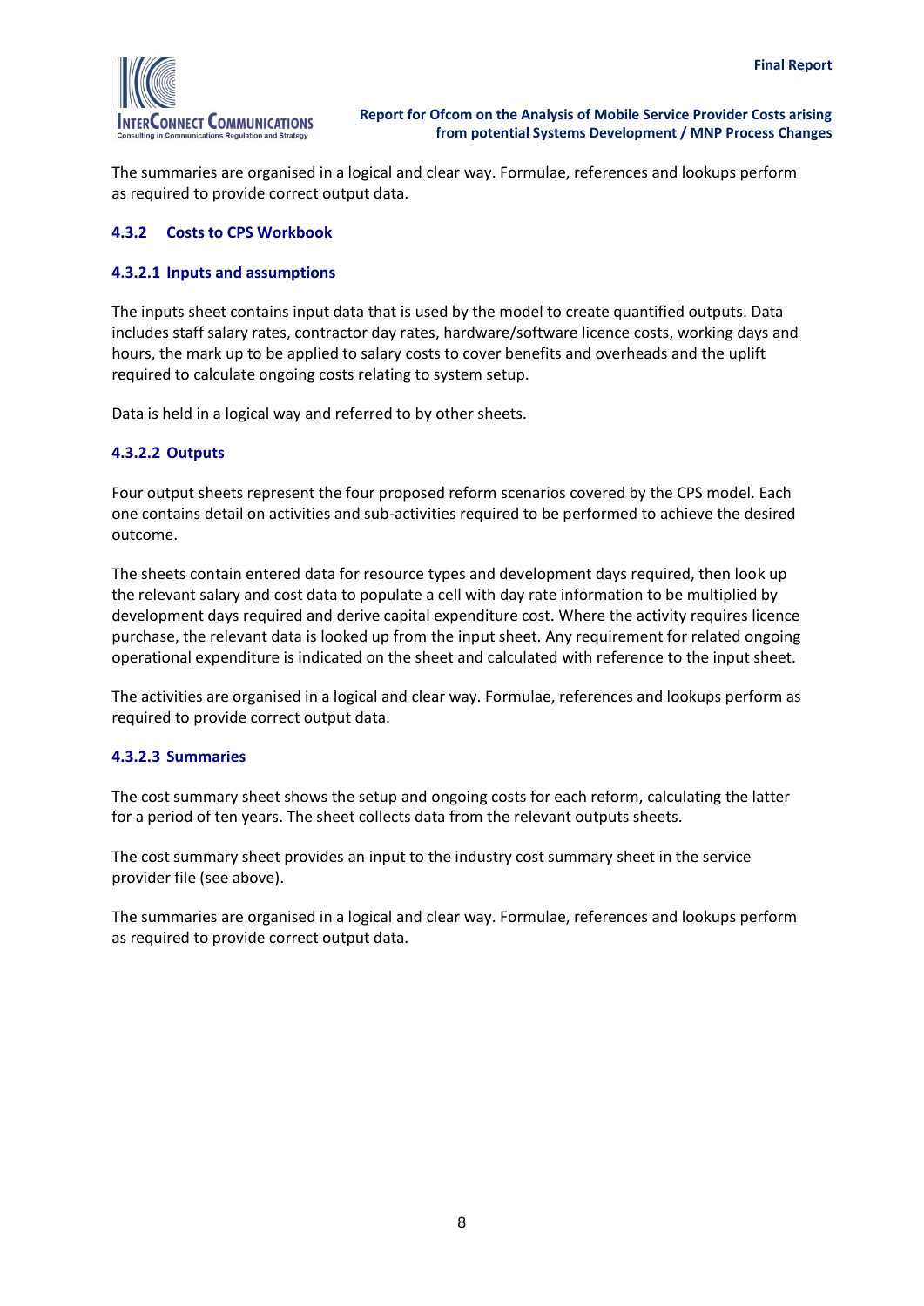The summaries are organised in a logical and clear way. Formulae, references and lookups perform as required to provide correct output data.

### 4.3.2 Costs to CPS Workbook

#### 4.3.2.1 Inputs and assumptions

The inputs sheet contains input data that is used by the model to create quantified outputs. Data includes staff salary rates, contractor day rates, hardware/software licence costs, working days and hours, the mark up to be applied to salary costs to cover benefits and overheads and the uplift required to calculate ongoing costs relating to system setup.

Data is held in a logical way and referred to by other sheets.

#### 4.3.2.2 Outputs

Four output sheets represent the four proposed reform scenarios covered by the CPS model. Each one contains detail on activities and sub-activities required to be performed to achieve the desired outcome.

The sheets contain entered data for resource types and development days required, then look up the relevant salary and cost data to populate a cell with day rate information to be multiplied by development days required and derive capital expenditure cost. Where the activity requires licence purchase, the relevant data is looked up from the input sheet. Any requirement for related ongoing operational expenditure is indicated on the sheet and calculated with reference to the input sheet.

The activities are organised in a logical and clear way. Formulae, references and lookups perform as required to provide correct output data.

#### 4.3.2.3 Summaries

The cost summary sheet shows the setup and ongoing costs for each reform, calculating the latter for a period of ten years. The sheet collects data from the relevant outputs sheets.

The cost summary sheet provides an input to the industry cost summary sheet in the service provider file (see above).

The summaries are organised in a logical and clear way. Formulae, references and lookups perform as required to provide correct output data.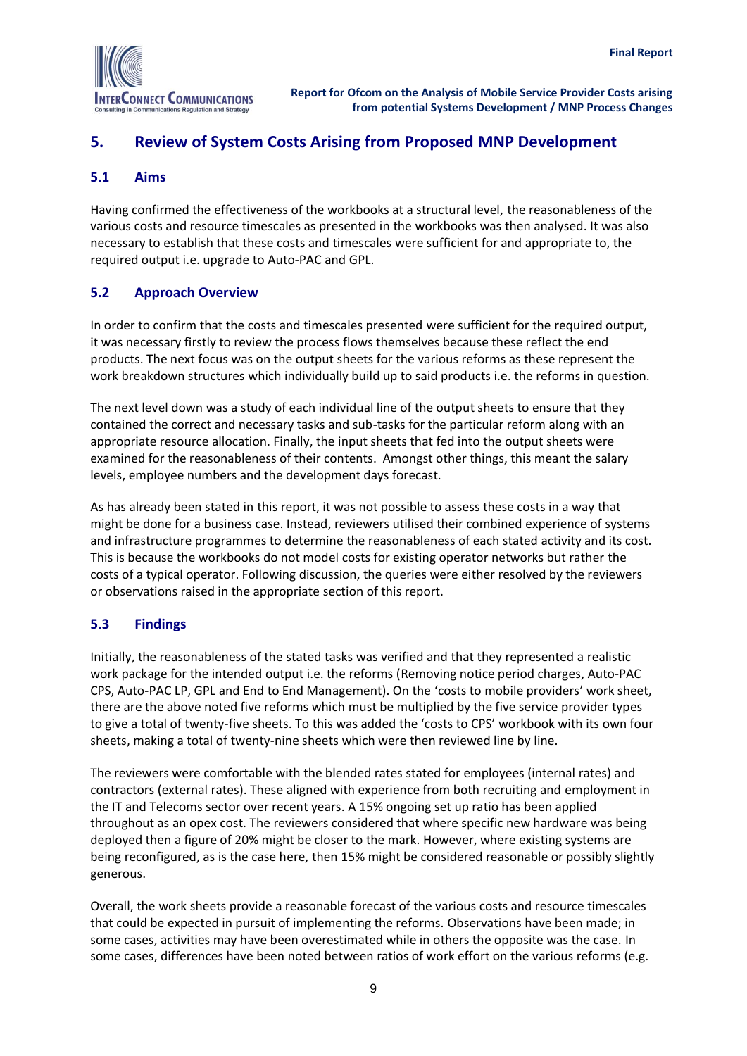## 5. Review of System Costs Arising from Proposed MNP Development

### 5.1 Aims

Having confirmed the effectiveness of the workbooks at a structural level, the reasonableness of the various costs and resource timescales as presented in the workbooks was then analysed. It was also necessary to establish that these costs and timescales were sufficient for and appropriate to, the required output i.e. upgrade to Auto-PAC and GPL.

### 5.2 Approach Overview

In order to confirm that the costs and timescales presented were sufficient for the required output, it was necessary firstly to review the process flows themselves because these reflect the end products. The next focus was on the output sheets for the various reforms as these represent the work breakdown structures which individually build up to said products i.e. the reforms in question.

The next level down was a study of each individual line of the output sheets to ensure that they contained the correct and necessary tasks and sub-tasks for the particular reform along with an appropriate resource allocation. Finally, the input sheets that fed into the output sheets were examined for the reasonableness of their contents. Amongst other things, this meant the salary levels, employee numbers and the development days forecast.

As has already been stated in this report, it was not possible to assess these costs in a way that might be done for a business case. Instead, reviewers utilised their combined experience of systems and infrastructure programmes to determine the reasonableness of each stated activity and its cost. This is because the workbooks do not model costs for existing operator networks but rather the costs of a typical operator. Following discussion, the queries were either resolved by the reviewers or observations raised in the appropriate section of this report.

### 5.3 Findings

Initially, the reasonableness of the stated tasks was verified and that they represented a realistic work package for the intended output i.e. the reforms (Removing notice period charges, Auto-PAC CPS, Auto-PAC LP, GPL and End to End Management). On the 'costs to mobile providers' work sheet, there are the above noted five reforms which must be multiplied by the five service provider types to give a total of twenty-five sheets. To this was added the 'costs to CPS' workbook with its own four sheets, making a total of twenty-nine sheets which were then reviewed line by line.

The reviewers were comfortable with the blended rates stated for employees (internal rates) and contractors (external rates). These aligned with experience from both recruiting and employment in the IT and Telecoms sector over recent years. A 15% ongoing set up ratio has been applied throughout as an opex cost. The reviewers considered that where specific new hardware was being deployed then a figure of 20% might be closer to the mark. However, where existing systems are being reconfigured, as is the case here, then 15% might be considered reasonable or possibly slightly generous.

Overall, the work sheets provide a reasonable forecast of the various costs and resource timescales that could be expected in pursuit of implementing the reforms. Observations have been made; in some cases, activities may have been overestimated while in others the opposite was the case. In some cases, differences have been noted between ratios of work effort on the various reforms (e.g.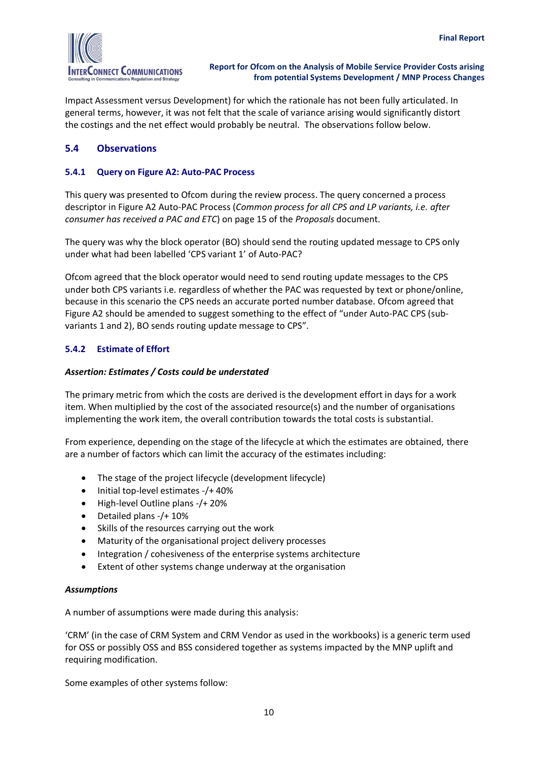Impact Assessment versus Development) for which the rationale has not been fully articulated. In general terms, however, it was not felt that the scale of variance arising would significantly distort the costings and the net effect would probably be neutral. The observations follow below.

## 5.4 Observations

### 5.4.1 Query on Figure A2: Auto-PAC Process

This query was presented to Ofcom during the review process. The query concerned a process descriptor in Figure A2 Auto-PAC Process (*Common process for all CPS and LP variants, i.e. after consumer has received a PAC and ETC*) on page 15 of the *Proposals* document.

The query was why the block operator (BO) should send the routing updated message to CPS only under what had been labelled 'CPS variant 1' of Auto-PAC?

Ofcom agreed that the block operator would need to send routing update messages to the CPS under both CPS variants i.e. regardless of whether the PAC was requested by text or phone/online, because in this scenario the CPS needs an accurate ported number database. Ofcom agreed that Figure A2 should be amended to suggest something to the effect of "under Auto-PAC CPS (sub-variants 1 and 2), BO sends routing update message to CPS".

### 5.4.2 Estimate of Effort

***Assertion: Estimates / Costs could be understated***

The primary metric from which the costs are derived is the development effort in days for a work item. When multiplied by the cost of the associated resource(s) and the number of organisations implementing the work item, the overall contribution towards the total costs is substantial.

From experience, depending on the stage of the lifecycle at which the estimates are obtained, there are a number of factors which can limit the accuracy of the estimates including:

- The stage of the project lifecycle (development lifecycle)
- Initial top-level estimates -/+ 40%
- High-level Outline plans -/+ 20%
- Detailed plans -/+ 10%
- Skills of the resources carrying out the work
- Maturity of the organisational project delivery processes
- Integration / cohesiveness of the enterprise systems architecture
- Extent of other systems change underway at the organisation

***Assumptions***

A number of assumptions were made during this analysis:

'CRM' (in the case of CRM System and CRM Vendor as used in the workbooks) is a generic term used for OSS or possibly OSS and BSS considered together as systems impacted by the MNP uplift and requiring modification.

Some examples of other systems follow: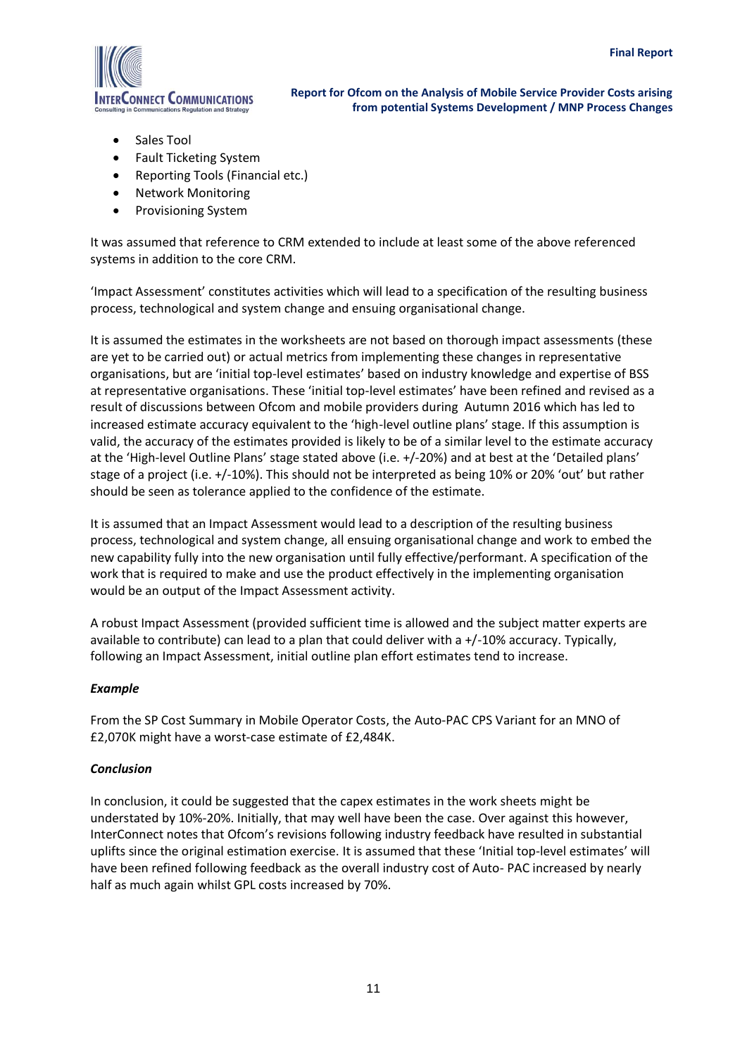- Sales Tool
- Fault Ticketing System
- Reporting Tools (Financial etc.)
- Network Monitoring
- Provisioning System

It was assumed that reference to CRM extended to include at least some of the above referenced systems in addition to the core CRM.

'Impact Assessment' constitutes activities which will lead to a specification of the resulting business process, technological and system change and ensuing organisational change.

It is assumed the estimates in the worksheets are not based on thorough impact assessments (these are yet to be carried out) or actual metrics from implementing these changes in representative organisations, but are 'initial top-level estimates' based on industry knowledge and expertise of BSS at representative organisations. These 'initial top-level estimates' have been refined and revised as a result of discussions between Ofcom and mobile providers during Autumn 2016 which has led to increased estimate accuracy equivalent to the 'high-level outline plans' stage. If this assumption is valid, the accuracy of the estimates provided is likely to be of a similar level to the estimate accuracy at the 'High-level Outline Plans' stage stated above (i.e. +/-20%) and at best at the 'Detailed plans' stage of a project (i.e. +/-10%). This should not be interpreted as being 10% or 20% 'out' but rather should be seen as tolerance applied to the confidence of the estimate.

It is assumed that an Impact Assessment would lead to a description of the resulting business process, technological and system change, all ensuing organisational change and work to embed the new capability fully into the new organisation until fully effective/performant. A specification of the work that is required to make and use the product effectively in the implementing organisation would be an output of the Impact Assessment activity.

A robust Impact Assessment (provided sufficient time is allowed and the subject matter experts are available to contribute) can lead to a plan that could deliver with a +/-10% accuracy. Typically, following an Impact Assessment, initial outline plan effort estimates tend to increase.

***Example***

From the SP Cost Summary in Mobile Operator Costs, the Auto-PAC CPS Variant for an MNO of £2,070K might have a worst-case estimate of £2,484K.

***Conclusion***

In conclusion, it could be suggested that the capex estimates in the work sheets might be understated by 10%-20%. Initially, that may well have been the case. Over against this however, InterConnect notes that Ofcom's revisions following industry feedback have resulted in substantial uplifts since the original estimation exercise. It is assumed that these 'Initial top-level estimates' will have been refined following feedback as the overall industry cost of Auto- PAC increased by nearly half as much again whilst GPL costs increased by 70%.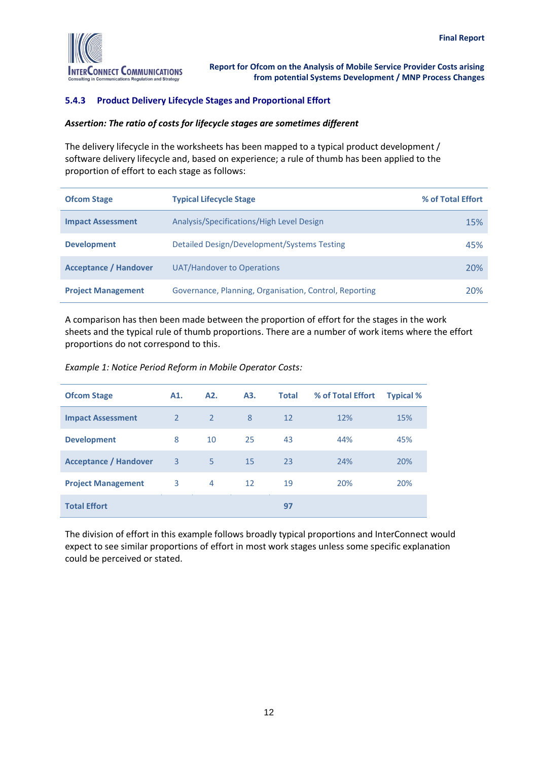### 5.4.3 Product Delivery Lifecycle Stages and Proportional Effort

***Assertion: The ratio of costs for lifecycle stages are sometimes different***

The delivery lifecycle in the worksheets has been mapped to a typical product development / software delivery lifecycle and, based on experience; a rule of thumb has been applied to the proportion of effort to each stage as follows:

| Ofcom Stage | Typical Lifecycle Stage | % of Total Effort |
|---|---|---|
| **Impact Assessment** | Analysis/Specifications/High Level Design | 15% |
| **Development** | Detailed Design/Development/Systems Testing | 45% |
| **Acceptance / Handover** | UAT/Handover to Operations | 20% |
| **Project Management** | Governance, Planning, Organisation, Control, Reporting | 20% |

A comparison has then been made between the proportion of effort for the stages in the work sheets and the typical rule of thumb proportions. There are a number of work items where the effort proportions do not correspond to this.

*Example 1: Notice Period Reform in Mobile Operator Costs:*

| Ofcom Stage | A1. | A2. | A3. | Total | % of Total Effort | Typical % |
|---|---|---|---|---|---|---|
| **Impact Assessment** | 2 | 2 | 8 | 12 | 12% | 15% |
| **Development** | 8 | 10 | 25 | 43 | 44% | 45% |
| **Acceptance / Handover** | 3 | 5 | 15 | 23 | 24% | 20% |
| **Project Management** | 3 | 4 | 12 | 19 | 20% | 20% |
| **Total Effort** | | | | **97** | | |

The division of effort in this example follows broadly typical proportions and InterConnect would expect to see similar proportions of effort in most work stages unless some specific explanation could be perceived or stated.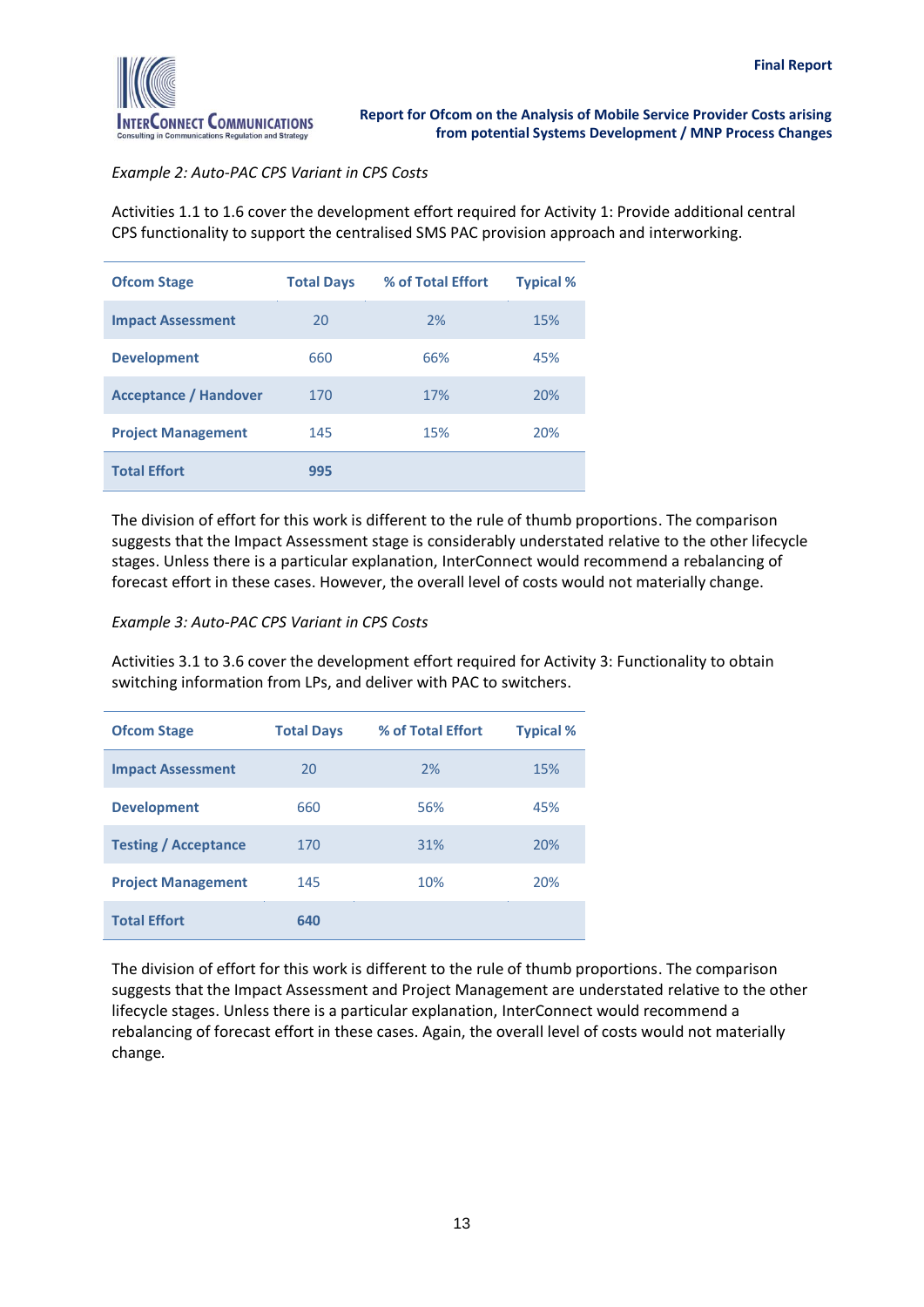*Example 2: Auto-PAC CPS Variant in CPS Costs*

Activities 1.1 to 1.6 cover the development effort required for Activity 1: Provide additional central CPS functionality to support the centralised SMS PAC provision approach and interworking.

| Ofcom Stage | Total Days | % of Total Effort | Typical % |
|---|---|---|---|
| **Impact Assessment** | 20 | 2% | 15% |
| **Development** | 660 | 66% | 45% |
| **Acceptance / Handover** | 170 | 17% | 20% |
| **Project Management** | 145 | 15% | 20% |
| **Total Effort** | **995** | | |

The division of effort for this work is different to the rule of thumb proportions. The comparison suggests that the Impact Assessment stage is considerably understated relative to the other lifecycle stages. Unless there is a particular explanation, InterConnect would recommend a rebalancing of forecast effort in these cases. However, the overall level of costs would not materially change.

*Example 3: Auto-PAC CPS Variant in CPS Costs*

Activities 3.1 to 3.6 cover the development effort required for Activity 3: Functionality to obtain switching information from LPs, and deliver with PAC to switchers.

| Ofcom Stage | Total Days | % of Total Effort | Typical % |
|---|---|---|---|
| **Impact Assessment** | 20 | 2% | 15% |
| **Development** | 660 | 56% | 45% |
| **Testing / Acceptance** | 170 | 31% | 20% |
| **Project Management** | 145 | 10% | 20% |
| **Total Effort** | **640** | | |

The division of effort for this work is different to the rule of thumb proportions. The comparison suggests that the Impact Assessment and Project Management are understated relative to the other lifecycle stages. Unless there is a particular explanation, InterConnect would recommend a rebalancing of forecast effort in these cases. Again, the overall level of costs would not materially change.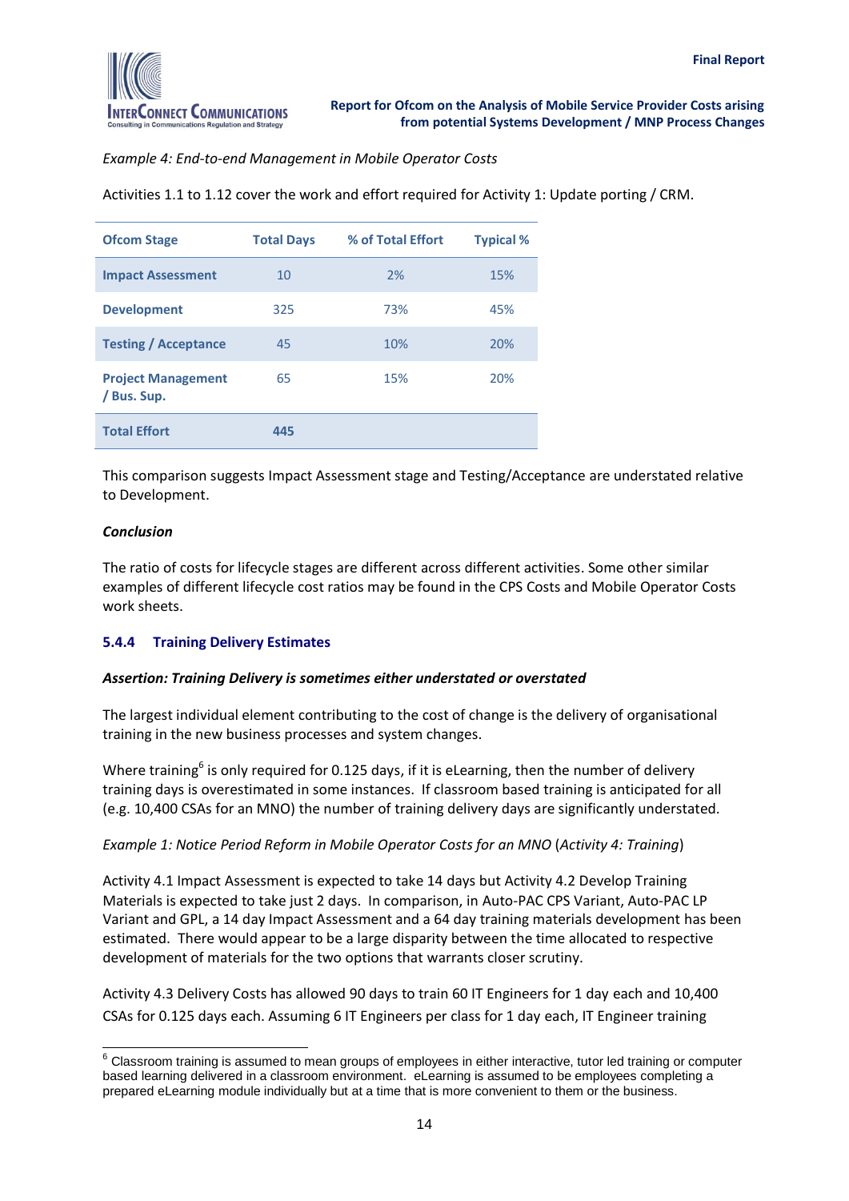*Example 4: End-to-end Management in Mobile Operator Costs*

Activities 1.1 to 1.12 cover the work and effort required for Activity 1: Update porting / CRM.

| Ofcom Stage | Total Days | % of Total Effort | Typical % |
|---|---|---|---|
| Impact Assessment | 10 | 2% | 15% |
| Development | 325 | 73% | 45% |
| Testing / Acceptance | 45 | 10% | 20% |
| Project Management / Bus. Sup. | 65 | 15% | 20% |
| **Total Effort** | **445** | | |

This comparison suggests Impact Assessment stage and Testing/Acceptance are understated relative to Development.

***Conclusion***

The ratio of costs for lifecycle stages are different across different activities. Some other similar examples of different lifecycle cost ratios may be found in the CPS Costs and Mobile Operator Costs work sheets.

### 5.4.4 Training Delivery Estimates

***Assertion: Training Delivery is sometimes either understated or overstated***

The largest individual element contributing to the cost of change is the delivery of organisational training in the new business processes and system changes.

Where training[6] is only required for 0.125 days, if it is eLearning, then the number of delivery training days is overestimated in some instances. If classroom based training is anticipated for all (e.g. 10,400 CSAs for an MNO) the number of training delivery days are significantly understated.

*Example 1: Notice Period Reform in Mobile Operator Costs for an MNO* (*Activity 4: Training*)

Activity 4.1 Impact Assessment is expected to take 14 days but Activity 4.2 Develop Training Materials is expected to take just 2 days. In comparison, in Auto-PAC CPS Variant, Auto-PAC LP Variant and GPL, a 14 day Impact Assessment and a 64 day training materials development has been estimated. There would appear to be a large disparity between the time allocated to respective development of materials for the two options that warrants closer scrutiny.

Activity 4.3 Delivery Costs has allowed 90 days to train 60 IT Engineers for 1 day each and 10,400 CSAs for 0.125 days each. Assuming 6 IT Engineers per class for 1 day each, IT Engineer training

---

[6] Classroom training is assumed to mean groups of employees in either interactive, tutor led training or computer based learning delivered in a classroom environment. eLearning is assumed to be employees completing a prepared eLearning module individually but at a time that is more convenient to them or the business.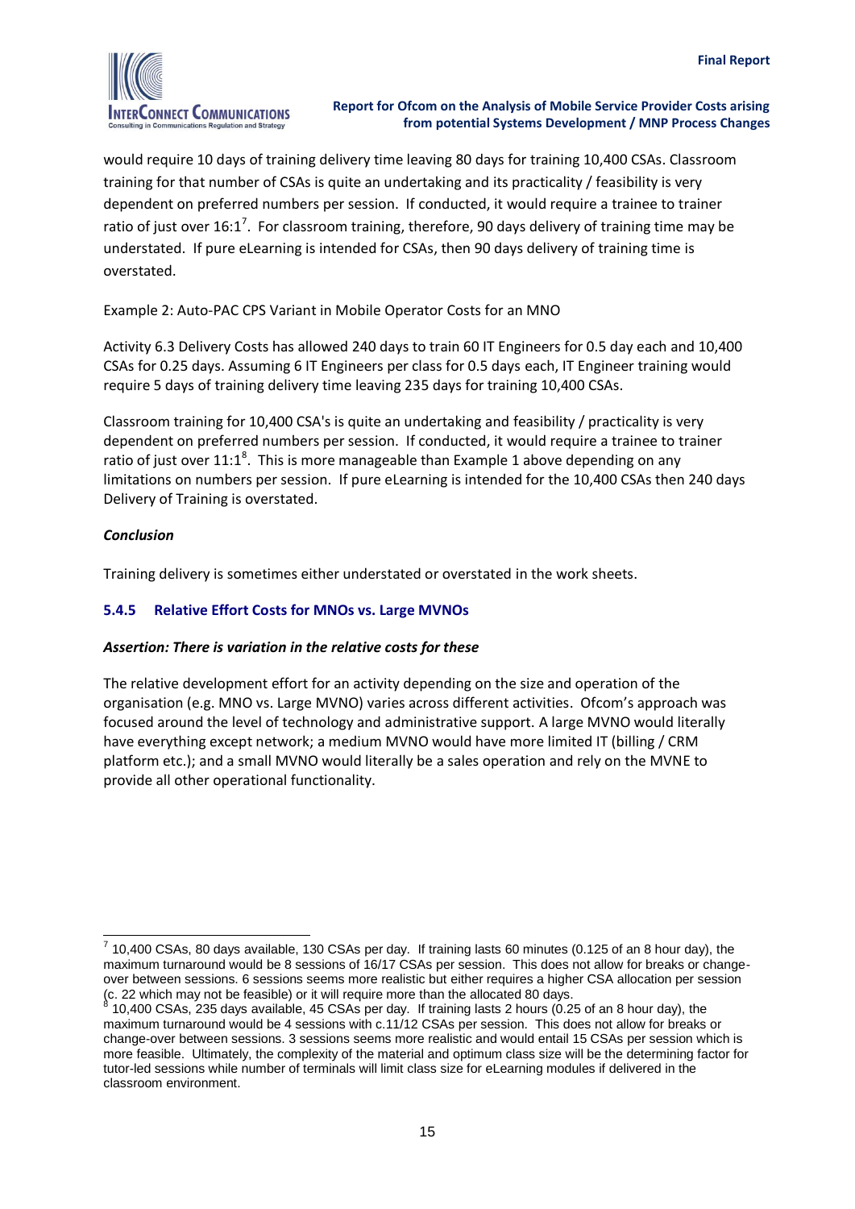would require 10 days of training delivery time leaving 80 days for training 10,400 CSAs. Classroom training for that number of CSAs is quite an undertaking and its practicality / feasibility is very dependent on preferred numbers per session. If conducted, it would require a trainee to trainer ratio of just over 16:1[7]. For classroom training, therefore, 90 days delivery of training time may be understated. If pure eLearning is intended for CSAs, then 90 days delivery of training time is overstated.

Example 2: Auto-PAC CPS Variant in Mobile Operator Costs for an MNO

Activity 6.3 Delivery Costs has allowed 240 days to train 60 IT Engineers for 0.5 day each and 10,400 CSAs for 0.25 days. Assuming 6 IT Engineers per class for 0.5 days each, IT Engineer training would require 5 days of training delivery time leaving 235 days for training 10,400 CSAs.

Classroom training for 10,400 CSA's is quite an undertaking and feasibility / practicality is very dependent on preferred numbers per session. If conducted, it would require a trainee to trainer ratio of just over 11:1[8]. This is more manageable than Example 1 above depending on any limitations on numbers per session. If pure eLearning is intended for the 10,400 CSAs then 240 days Delivery of Training is overstated.

***Conclusion***

Training delivery is sometimes either understated or overstated in the work sheets.

### 5.4.5 Relative Effort Costs for MNOs vs. Large MVNOs

***Assertion: There is variation in the relative costs for these***

The relative development effort for an activity depending on the size and operation of the organisation (e.g. MNO vs. Large MVNO) varies across different activities. Ofcom's approach was focused around the level of technology and administrative support. A large MVNO would literally have everything except network; a medium MVNO would have more limited IT (billing / CRM platform etc.); and a small MVNO would literally be a sales operation and rely on the MVNE to provide all other operational functionality.

---

[7] 10,400 CSAs, 80 days available, 130 CSAs per day. If training lasts 60 minutes (0.125 of an 8 hour day), the maximum turnaround would be 8 sessions of 16/17 CSAs per session. This does not allow for breaks or change-over between sessions. 6 sessions seems more realistic but either requires a higher CSA allocation per session (c. 22 which may not be feasible) or it will require more than the allocated 80 days.

[8] 10,400 CSAs, 235 days available, 45 CSAs per day. If training lasts 2 hours (0.25 of an 8 hour day), the maximum turnaround would be 4 sessions with c.11/12 CSAs per session. This does not allow for breaks or change-over between sessions. 3 sessions seems more realistic and would entail 15 CSAs per session which is more feasible. Ultimately, the complexity of the material and optimum class size will be the determining factor for tutor-led sessions while number of terminals will limit class size for eLearning modules if delivered in the classroom environment.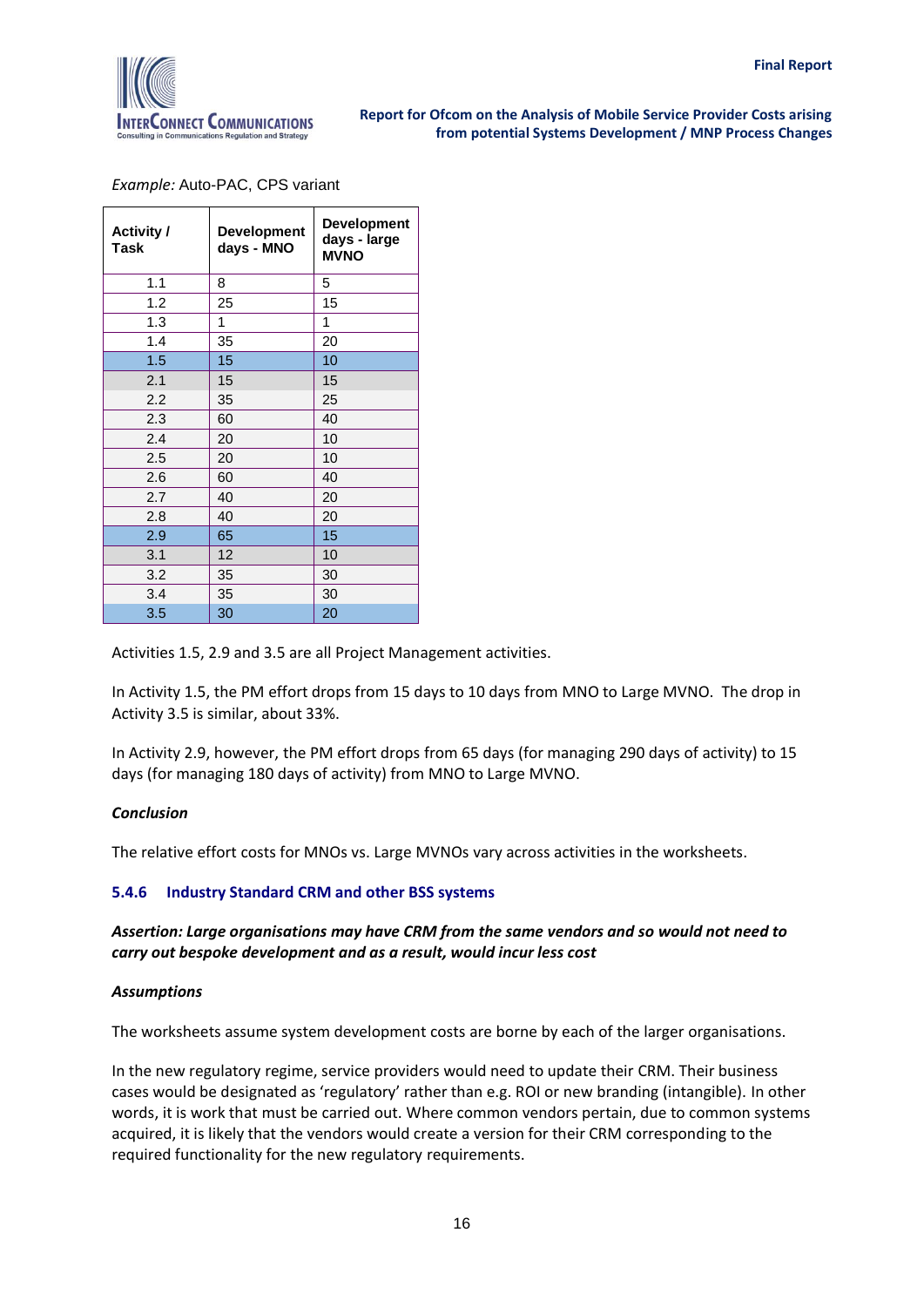*Example:* Auto-PAC, CPS variant

| Activity / Task | Development days - MNO | Development days - large MVNO |
|---|---|---|
| 1.1 | 8 | 5 |
| 1.2 | 25 | 15 |
| 1.3 | 1 | 1 |
| 1.4 | 35 | 20 |
| 1.5 | 15 | 10 |
| 2.1 | 15 | 15 |
| 2.2 | 35 | 25 |
| 2.3 | 60 | 40 |
| 2.4 | 20 | 10 |
| 2.5 | 20 | 10 |
| 2.6 | 60 | 40 |
| 2.7 | 40 | 20 |
| 2.8 | 40 | 20 |
| 2.9 | 65 | 15 |
| 3.1 | 12 | 10 |
| 3.2 | 35 | 30 |
| 3.4 | 35 | 30 |
| 3.5 | 30 | 20 |

Activities 1.5, 2.9 and 3.5 are all Project Management activities.

In Activity 1.5, the PM effort drops from 15 days to 10 days from MNO to Large MVNO. The drop in Activity 3.5 is similar, about 33%.

In Activity 2.9, however, the PM effort drops from 65 days (for managing 290 days of activity) to 15 days (for managing 180 days of activity) from MNO to Large MVNO.

***Conclusion***

The relative effort costs for MNOs vs. Large MVNOs vary across activities in the worksheets.

### 5.4.6 Industry Standard CRM and other BSS systems

***Assertion: Large organisations may have CRM from the same vendors and so would not need to carry out bespoke development and as a result, would incur less cost***

***Assumptions***

The worksheets assume system development costs are borne by each of the larger organisations.

In the new regulatory regime, service providers would need to update their CRM. Their business cases would be designated as 'regulatory' rather than e.g. ROI or new branding (intangible). In other words, it is work that must be carried out. Where common vendors pertain, due to common systems acquired, it is likely that the vendors would create a version for their CRM corresponding to the required functionality for the new regulatory requirements.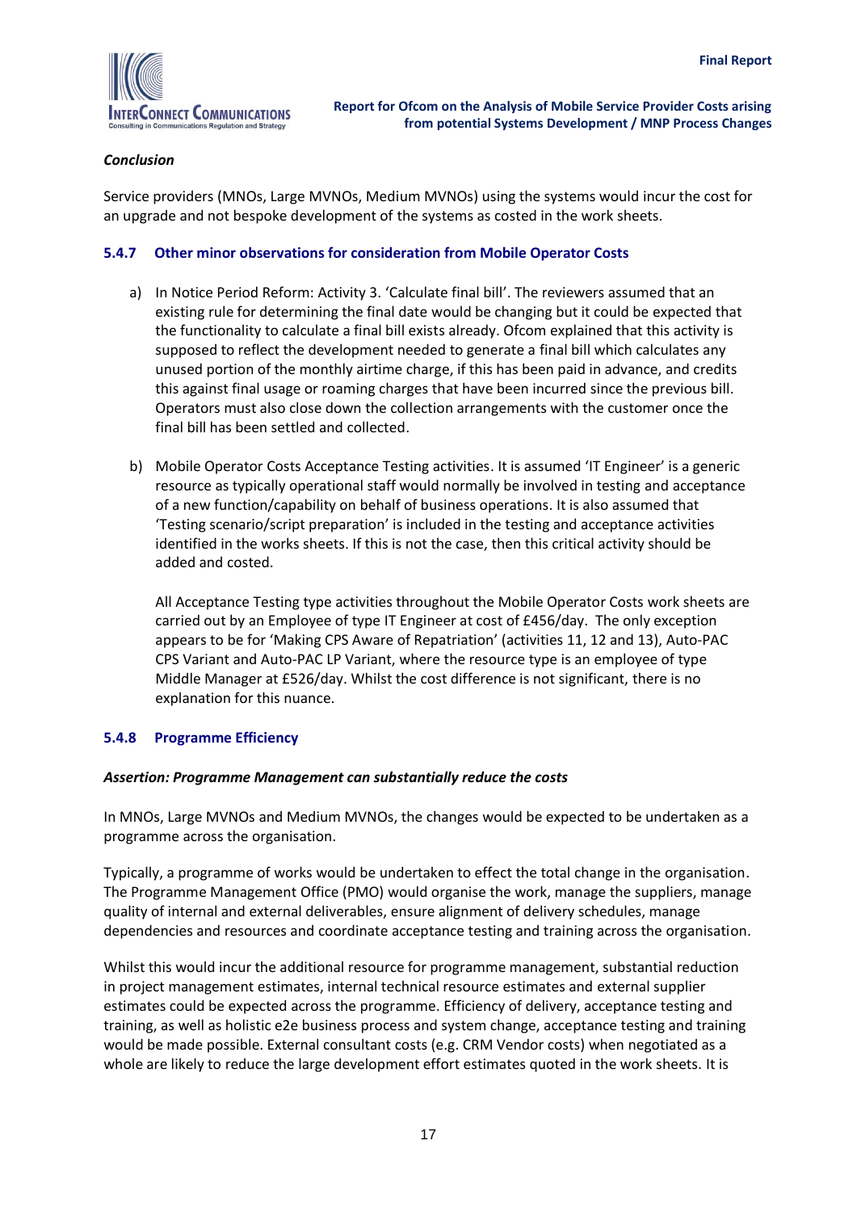*Conclusion*

Service providers (MNOs, Large MVNOs, Medium MVNOs) using the systems would incur the cost for an upgrade and not bespoke development of the systems as costed in the work sheets.

### 5.4.7 Other minor observations for consideration from Mobile Operator Costs

a) In Notice Period Reform: Activity 3. 'Calculate final bill'. The reviewers assumed that an existing rule for determining the final date would be changing but it could be expected that the functionality to calculate a final bill exists already. Ofcom explained that this activity is supposed to reflect the development needed to generate a final bill which calculates any unused portion of the monthly airtime charge, if this has been paid in advance, and credits this against final usage or roaming charges that have been incurred since the previous bill. Operators must also close down the collection arrangements with the customer once the final bill has been settled and collected.

b) Mobile Operator Costs Acceptance Testing activities. It is assumed 'IT Engineer' is a generic resource as typically operational staff would normally be involved in testing and acceptance of a new function/capability on behalf of business operations. It is also assumed that 'Testing scenario/script preparation' is included in the testing and acceptance activities identified in the works sheets. If this is not the case, then this critical activity should be added and costed.

   All Acceptance Testing type activities throughout the Mobile Operator Costs work sheets are carried out by an Employee of type IT Engineer at cost of £456/day. The only exception appears to be for 'Making CPS Aware of Repatriation' (activities 11, 12 and 13), Auto-PAC CPS Variant and Auto-PAC LP Variant, where the resource type is an employee of type Middle Manager at £526/day. Whilst the cost difference is not significant, there is no explanation for this nuance.

### 5.4.8 Programme Efficiency

***Assertion: Programme Management can substantially reduce the costs***

In MNOs, Large MVNOs and Medium MVNOs, the changes would be expected to be undertaken as a programme across the organisation.

Typically, a programme of works would be undertaken to effect the total change in the organisation. The Programme Management Office (PMO) would organise the work, manage the suppliers, manage quality of internal and external deliverables, ensure alignment of delivery schedules, manage dependencies and resources and coordinate acceptance testing and training across the organisation.

Whilst this would incur the additional resource for programme management, substantial reduction in project management estimates, internal technical resource estimates and external supplier estimates could be expected across the programme. Efficiency of delivery, acceptance testing and training, as well as holistic e2e business process and system change, acceptance testing and training would be made possible. External consultant costs (e.g. CRM Vendor costs) when negotiated as a whole are likely to reduce the large development effort estimates quoted in the work sheets. It is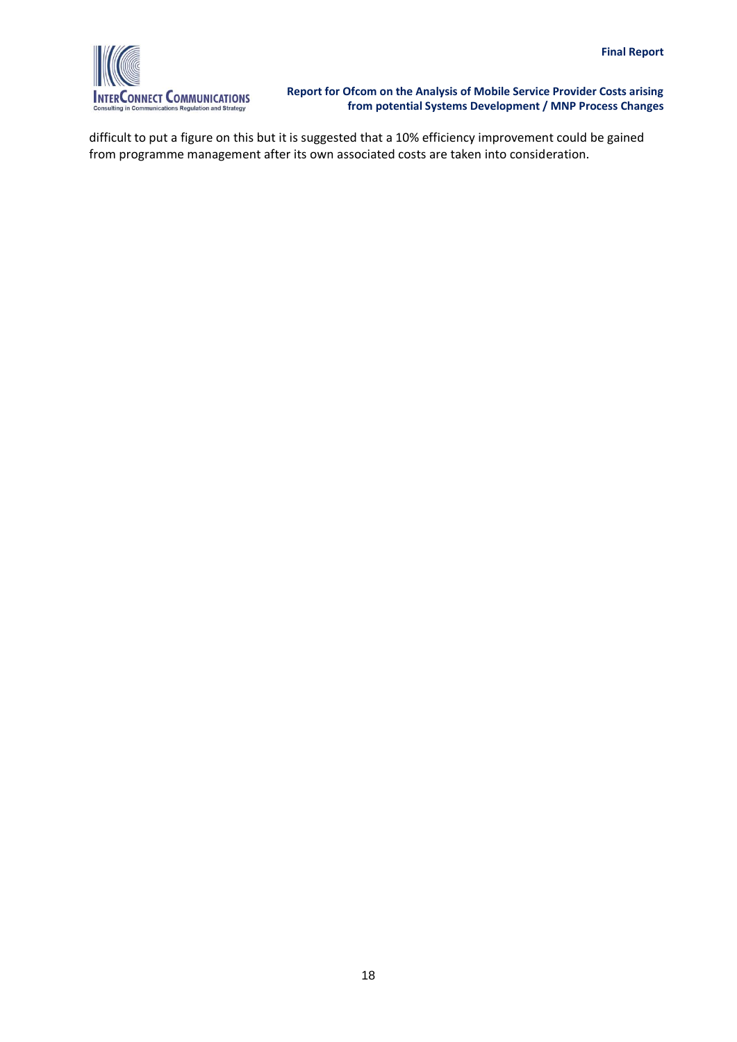difficult to put a figure on this but it is suggested that a 10% efficiency improvement could be gained from programme management after its own associated costs are taken into consideration.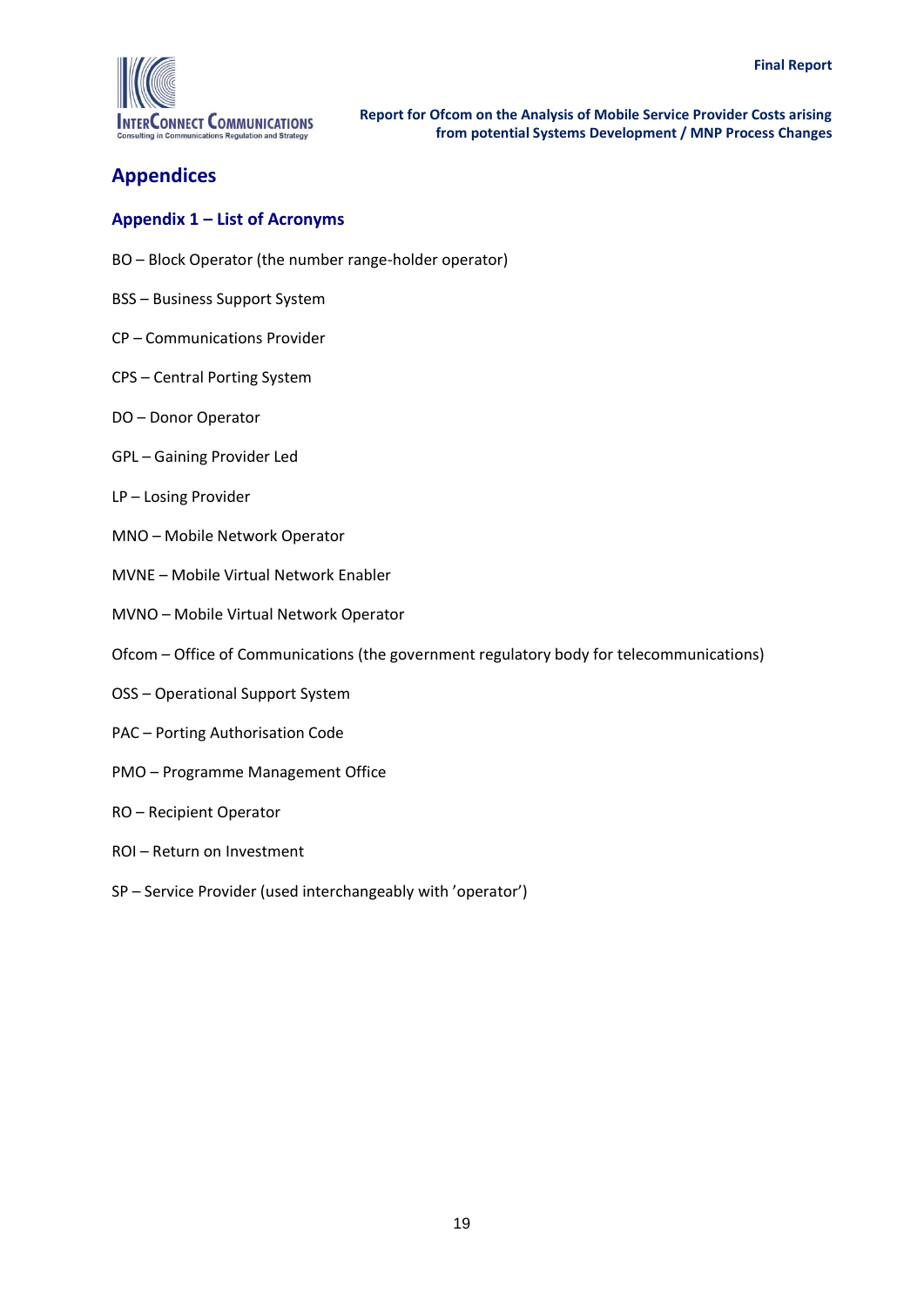# Appendices

## Appendix 1 – List of Acronyms

BO – Block Operator (the number range-holder operator)

BSS – Business Support System

CP – Communications Provider

CPS – Central Porting System

DO – Donor Operator

GPL – Gaining Provider Led

LP – Losing Provider

MNO – Mobile Network Operator

MVNE – Mobile Virtual Network Enabler

MVNO – Mobile Virtual Network Operator

Ofcom – Office of Communications (the government regulatory body for telecommunications)

OSS – Operational Support System

PAC – Porting Authorisation Code

PMO – Programme Management Office

RO – Recipient Operator

ROI – Return on Investment

SP – Service Provider (used interchangeably with 'operator')